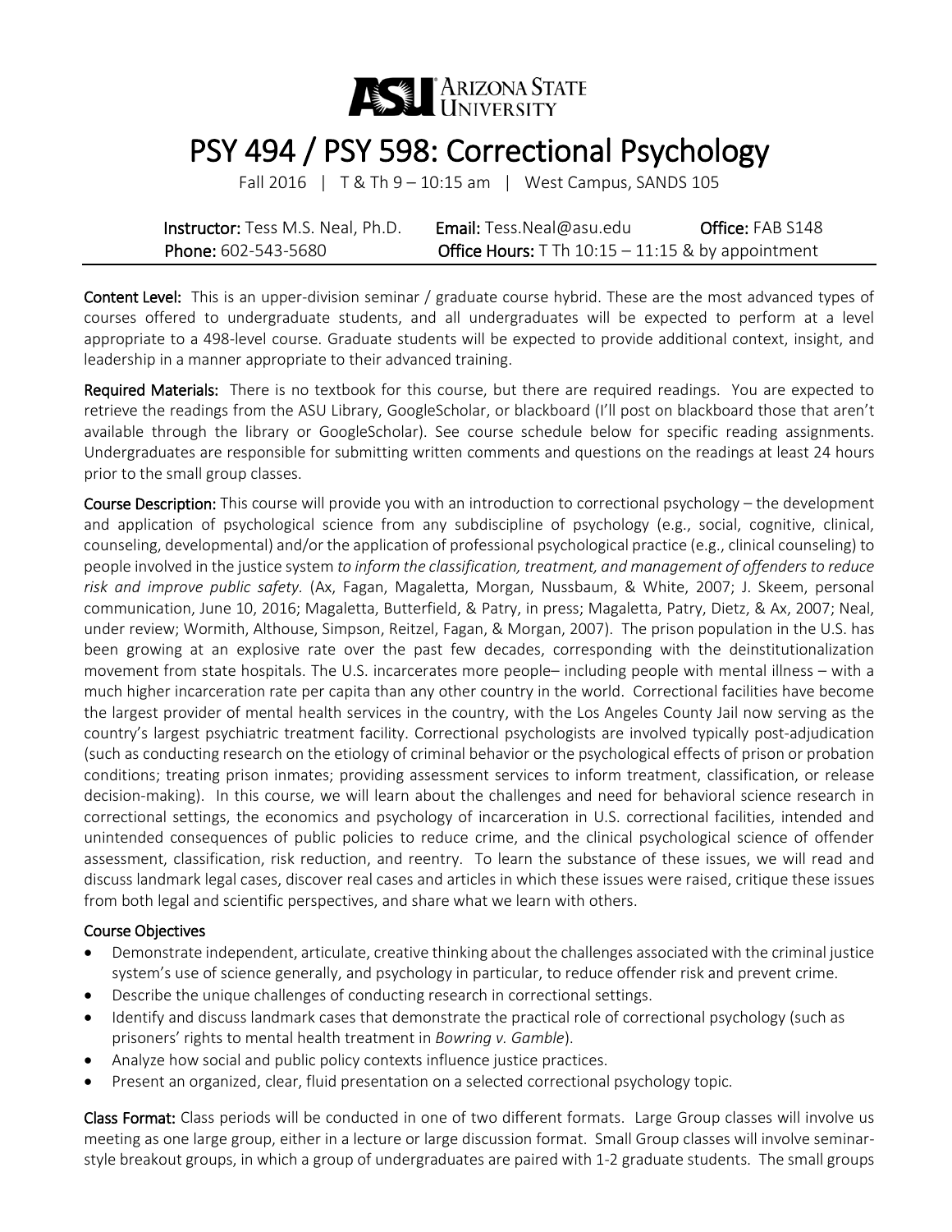ARIZONA STATE UNIVERSITY

# PSY 494 / PSY 598: Correctional Psychology

Fall 2016 | T & Th 9 – 10:15 am | West Campus, SANDS 105

**Instructor:** Tess M.S. Neal, Ph.D. **Email:** Tess.Neal@asu.edu **Office:** FAB S148
**Phone:** 602-543-5680 **Office Hours:** T Th 10:15 – 11:15 & by appointment

**Content Level:** This is an upper-division seminar / graduate course hybrid. These are the most advanced types of courses offered to undergraduate students, and all undergraduates will be expected to perform at a level appropriate to a 498-level course. Graduate students will be expected to provide additional context, insight, and leadership in a manner appropriate to their advanced training.

**Required Materials:** There is no textbook for this course, but there are required readings. You are expected to retrieve the readings from the ASU Library, GoogleScholar, or blackboard (I'll post on blackboard those that aren't available through the library or GoogleScholar). See course schedule below for specific reading assignments. Undergraduates are responsible for submitting written comments and questions on the readings at least 24 hours prior to the small group classes.

**Course Description:** This course will provide you with an introduction to correctional psychology – the development and application of psychological science from any subdiscipline of psychology (e.g., social, cognitive, clinical, counseling, developmental) and/or the application of professional psychological practice (e.g., clinical counseling) to people involved in the justice system *to inform the classification, treatment, and management of offenders to reduce risk and improve public safety.* (Ax, Fagan, Magaletta, Morgan, Nussbaum, & White, 2007; J. Skeem, personal communication, June 10, 2016; Magaletta, Butterfield, & Patry, in press; Magaletta, Patry, Dietz, & Ax, 2007; Neal, under review; Wormith, Althouse, Simpson, Reitzel, Fagan, & Morgan, 2007). The prison population in the U.S. has been growing at an explosive rate over the past few decades, corresponding with the deinstitutionalization movement from state hospitals. The U.S. incarcerates more people– including people with mental illness – with a much higher incarceration rate per capita than any other country in the world. Correctional facilities have become the largest provider of mental health services in the country, with the Los Angeles County Jail now serving as the country's largest psychiatric treatment facility. Correctional psychologists are involved typically post-adjudication (such as conducting research on the etiology of criminal behavior or the psychological effects of prison or probation conditions; treating prison inmates; providing assessment services to inform treatment, classification, or release decision-making). In this course, we will learn about the challenges and need for behavioral science research in correctional settings, the economics and psychology of incarceration in U.S. correctional facilities, intended and unintended consequences of public policies to reduce crime, and the clinical psychological science of offender assessment, classification, risk reduction, and reentry. To learn the substance of these issues, we will read and discuss landmark legal cases, discover real cases and articles in which these issues were raised, critique these issues from both legal and scientific perspectives, and share what we learn with others.

### Course Objectives

- Demonstrate independent, articulate, creative thinking about the challenges associated with the criminal justice system's use of science generally, and psychology in particular, to reduce offender risk and prevent crime.
- Describe the unique challenges of conducting research in correctional settings.
- Identify and discuss landmark cases that demonstrate the practical role of correctional psychology (such as prisoners' rights to mental health treatment in *Bowring v. Gamble*).
- Analyze how social and public policy contexts influence justice practices.
- Present an organized, clear, fluid presentation on a selected correctional psychology topic.

**Class Format:** Class periods will be conducted in one of two different formats. Large Group classes will involve us meeting as one large group, either in a lecture or large discussion format. Small Group classes will involve seminar-style breakout groups, in which a group of undergraduates are paired with 1-2 graduate students. The small groups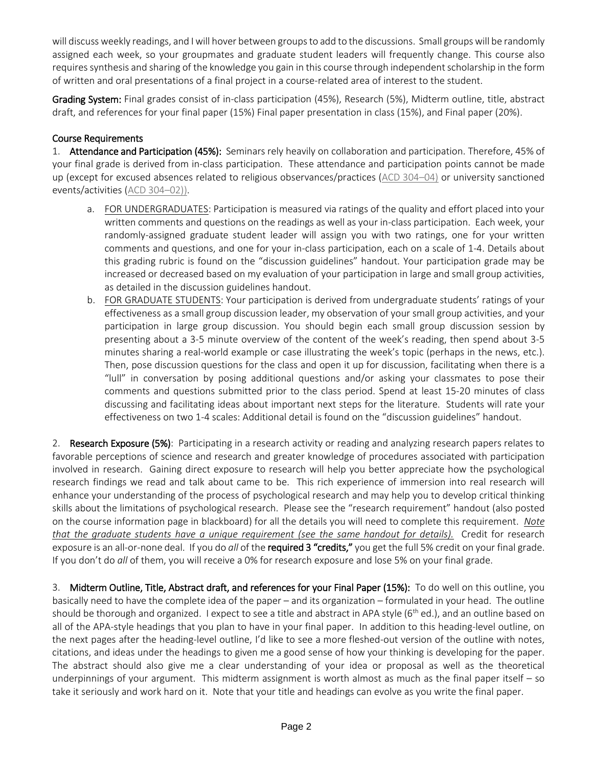will discuss weekly readings, and I will hover between groups to add to the discussions. Small groups will be randomly assigned each week, so your groupmates and graduate student leaders will frequently change. This course also requires synthesis and sharing of the knowledge you gain in this course through independent scholarship in the form of written and oral presentations of a final project in a course-related area of interest to the student.

**Grading System:** Final grades consist of in-class participation (45%), Research (5%), Midterm outline, title, abstract draft, and references for your final paper (15%) Final paper presentation in class (15%), and Final paper (20%).

## Course Requirements

1. **Attendance and Participation (45%):** Seminars rely heavily on collaboration and participation. Therefore, 45% of your final grade is derived from in-class participation. These attendance and participation points cannot be made up (except for excused absences related to religious observances/practices (ACD 304–04) or university sanctioned events/activities (ACD 304–02)).
   a. FOR UNDERGRADUATES: Participation is measured via ratings of the quality and effort placed into your written comments and questions on the readings as well as your in-class participation. Each week, your randomly-assigned graduate student leader will assign you with two ratings, one for your written comments and questions, and one for your in-class participation, each on a scale of 1-4. Details about this grading rubric is found on the "discussion guidelines" handout. Your participation grade may be increased or decreased based on my evaluation of your participation in large and small group activities, as detailed in the discussion guidelines handout.
   b. FOR GRADUATE STUDENTS: Your participation is derived from undergraduate students' ratings of your effectiveness as a small group discussion leader, my observation of your small group activities, and your participation in large group discussion. You should begin each small group discussion session by presenting about a 3-5 minute overview of the content of the week's reading, then spend about 3-5 minutes sharing a real-world example or case illustrating the week's topic (perhaps in the news, etc.). Then, pose discussion questions for the class and open it up for discussion, facilitating when there is a "lull" in conversation by posing additional questions and/or asking your classmates to pose their comments and questions submitted prior to the class period. Spend at least 15-20 minutes of class discussing and facilitating ideas about important next steps for the literature. Students will rate your effectiveness on two 1-4 scales: Additional detail is found on the "discussion guidelines" handout.

2. **Research Exposure (5%)**: Participating in a research activity or reading and analyzing research papers relates to favorable perceptions of science and research and greater knowledge of procedures associated with participation involved in research. Gaining direct exposure to research will help you better appreciate how the psychological research findings we read and talk about came to be. This rich experience of immersion into real research will enhance your understanding of the process of psychological research and may help you to develop critical thinking skills about the limitations of psychological research. Please see the "research requirement" handout (also posted on the course information page in blackboard) for all the details you will need to complete this requirement. *Note that the graduate students have a unique requirement (see the same handout for details).* Credit for research exposure is an all-or-none deal. If you do *all* of the **required 3 "credits,"** you get the full 5% credit on your final grade. If you don't do *all* of them, you will receive a 0% for research exposure and lose 5% on your final grade.

3. **Midterm Outline, Title, Abstract draft, and references for your Final Paper (15%):** To do well on this outline, you basically need to have the complete idea of the paper – and its organization – formulated in your head. The outline should be thorough and organized. I expect to see a title and abstract in APA style (6th ed.), and an outline based on all of the APA-style headings that you plan to have in your final paper. In addition to this heading-level outline, on the next pages after the heading-level outline, I'd like to see a more fleshed-out version of the outline with notes, citations, and ideas under the headings to given me a good sense of how your thinking is developing for the paper. The abstract should also give me a clear understanding of your idea or proposal as well as the theoretical underpinnings of your argument. This midterm assignment is worth almost as much as the final paper itself – so take it seriously and work hard on it. Note that your title and headings can evolve as you write the final paper.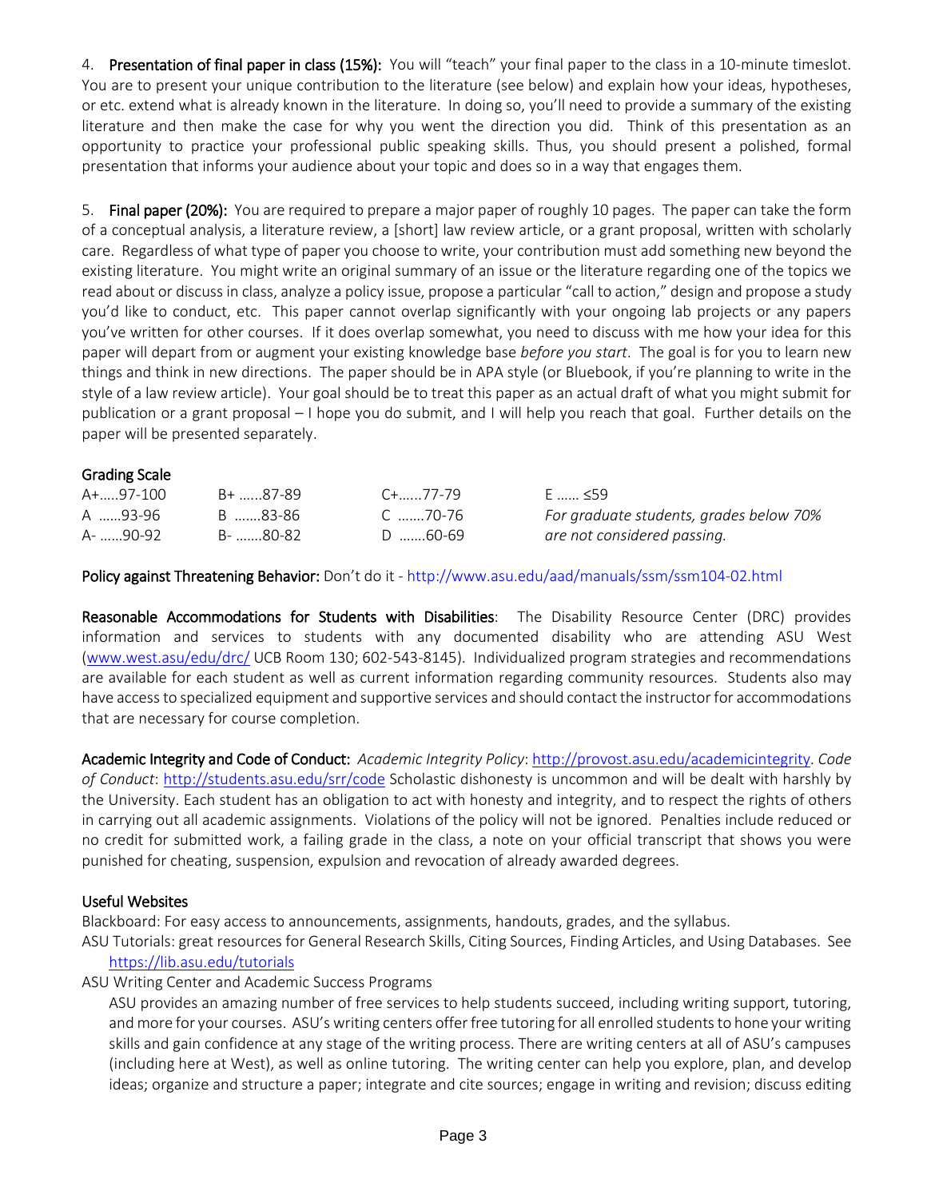4. **Presentation of final paper in class (15%):** You will "teach" your final paper to the class in a 10-minute timeslot. You are to present your unique contribution to the literature (see below) and explain how your ideas, hypotheses, or etc. extend what is already known in the literature. In doing so, you'll need to provide a summary of the existing literature and then make the case for why you went the direction you did. Think of this presentation as an opportunity to practice your professional public speaking skills. Thus, you should present a polished, formal presentation that informs your audience about your topic and does so in a way that engages them.

5. **Final paper (20%):** You are required to prepare a major paper of roughly 10 pages. The paper can take the form of a conceptual analysis, a literature review, a [short] law review article, or a grant proposal, written with scholarly care. Regardless of what type of paper you choose to write, your contribution must add something new beyond the existing literature. You might write an original summary of an issue or the literature regarding one of the topics we read about or discuss in class, analyze a policy issue, propose a particular "call to action," design and propose a study you'd like to conduct, etc. This paper cannot overlap significantly with your ongoing lab projects or any papers you've written for other courses. If it does overlap somewhat, you need to discuss with me how your idea for this paper will depart from or augment your existing knowledge base *before you start*. The goal is for you to learn new things and think in new directions. The paper should be in APA style (or Bluebook, if you're planning to write in the style of a law review article). Your goal should be to treat this paper as an actual draft of what you might submit for publication or a grant proposal – I hope you do submit, and I will help you reach that goal. Further details on the paper will be presented separately.

**Grading Scale**

| | | | |
|---|---|---|---|
| A+.....97-100 | B+ ......87-89 | C+......77-79 | E ...... ≤59 |
| A ......93-96 | B .......83-86 | C .......70-76 | *For graduate students, grades below 70%* |
| A- ......90-92 | B- .......80-82 | D .......60-69 | *are not considered passing.* |

**Policy against Threatening Behavior:** Don't do it - http://www.asu.edu/aad/manuals/ssm/ssm104-02.html

**Reasonable Accommodations for Students with Disabilities**: The Disability Resource Center (DRC) provides information and services to students with any documented disability who are attending ASU West (www.west.asu/edu/drc/ UCB Room 130; 602-543-8145). Individualized program strategies and recommendations are available for each student as well as current information regarding community resources. Students also may have access to specialized equipment and supportive services and should contact the instructor for accommodations that are necessary for course completion.

**Academic Integrity and Code of Conduct:** *Academic Integrity Policy*: http://provost.asu.edu/academicintegrity. *Code of Conduct*: http://students.asu.edu/srr/code Scholastic dishonesty is uncommon and will be dealt with harshly by the University. Each student has an obligation to act with honesty and integrity, and to respect the rights of others in carrying out all academic assignments. Violations of the policy will not be ignored. Penalties include reduced or no credit for submitted work, a failing grade in the class, a note on your official transcript that shows you were punished for cheating, suspension, expulsion and revocation of already awarded degrees.

**Useful Websites**

Blackboard: For easy access to announcements, assignments, handouts, grades, and the syllabus.

ASU Tutorials: great resources for General Research Skills, Citing Sources, Finding Articles, and Using Databases. See https://lib.asu.edu/tutorials

ASU Writing Center and Academic Success Programs

ASU provides an amazing number of free services to help students succeed, including writing support, tutoring, and more for your courses. ASU's writing centers offer free tutoring for all enrolled students to hone your writing skills and gain confidence at any stage of the writing process. There are writing centers at all of ASU's campuses (including here at West), as well as online tutoring. The writing center can help you explore, plan, and develop ideas; organize and structure a paper; integrate and cite sources; engage in writing and revision; discuss editing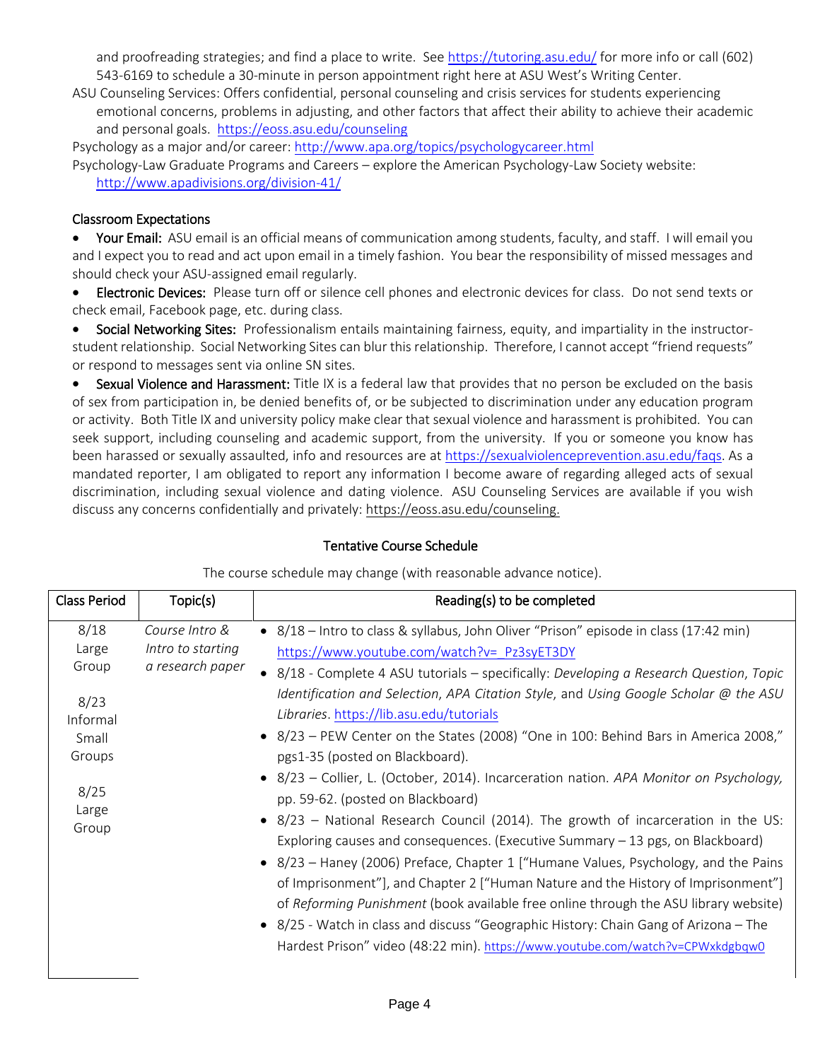and proofreading strategies; and find a place to write. See https://tutoring.asu.edu/ for more info or call (602) 543-6169 to schedule a 30-minute in person appointment right here at ASU West's Writing Center.

ASU Counseling Services: Offers confidential, personal counseling and crisis services for students experiencing emotional concerns, problems in adjusting, and other factors that affect their ability to achieve their academic and personal goals. https://eoss.asu.edu/counseling

Psychology as a major and/or career: http://www.apa.org/topics/psychologycareer.html

Psychology-Law Graduate Programs and Careers – explore the American Psychology-Law Society website: http://www.apadivisions.org/division-41/

## Classroom Expectations

- **Your Email:** ASU email is an official means of communication among students, faculty, and staff. I will email you and I expect you to read and act upon email in a timely fashion. You bear the responsibility of missed messages and should check your ASU-assigned email regularly.
- **Electronic Devices:** Please turn off or silence cell phones and electronic devices for class. Do not send texts or check email, Facebook page, etc. during class.
- **Social Networking Sites:** Professionalism entails maintaining fairness, equity, and impartiality in the instructor-student relationship. Social Networking Sites can blur this relationship. Therefore, I cannot accept "friend requests" or respond to messages sent via online SN sites.
- **Sexual Violence and Harassment:** Title IX is a federal law that provides that no person be excluded on the basis of sex from participation in, be denied benefits of, or be subjected to discrimination under any education program or activity. Both Title IX and university policy make clear that sexual violence and harassment is prohibited. You can seek support, including counseling and academic support, from the university. If you or someone you know has been harassed or sexually assaulted, info and resources are at https://sexualviolenceprevention.asu.edu/faqs. As a mandated reporter, I am obligated to report any information I become aware of regarding alleged acts of sexual discrimination, including sexual violence and dating violence. ASU Counseling Services are available if you wish discuss any concerns confidentially and privately: https://eoss.asu.edu/counseling.

## Tentative Course Schedule

The course schedule may change (with reasonable advance notice).

| Class Period | Topic(s) | Reading(s) to be completed |
|---|---|---|
| 8/18 Large Group<br><br>8/23 Informal Small Groups<br><br>8/25 Large Group | *Course Intro & Intro to starting a research paper* | • 8/18 – Intro to class & syllabus, John Oliver "Prison" episode in class (17:42 min) https://www.youtube.com/watch?v=_Pz3syET3DY<br>• 8/18 - Complete 4 ASU tutorials – specifically: *Developing a Research Question*, *Topic Identification and Selection*, *APA Citation Style*, and *Using Google Scholar @ the ASU Libraries*. https://lib.asu.edu/tutorials<br>• 8/23 – PEW Center on the States (2008) "One in 100: Behind Bars in America 2008," pgs1-35 (posted on Blackboard).<br>• 8/23 – Collier, L. (October, 2014). Incarceration nation. *APA Monitor on Psychology,* pp. 59-62. (posted on Blackboard)<br>• 8/23 – National Research Council (2014). The growth of incarceration in the US: Exploring causes and consequences. (Executive Summary – 13 pgs, on Blackboard)<br>• 8/23 – Haney (2006) Preface, Chapter 1 ["Humane Values, Psychology, and the Pains of Imprisonment"], and Chapter 2 ["Human Nature and the History of Imprisonment"] of *Reforming Punishment* (book available free online through the ASU library website)<br>• 8/25 - Watch in class and discuss "Geographic History: Chain Gang of Arizona – The Hardest Prison" video (48:22 min). https://www.youtube.com/watch?v=CPWxkdgbqw0 |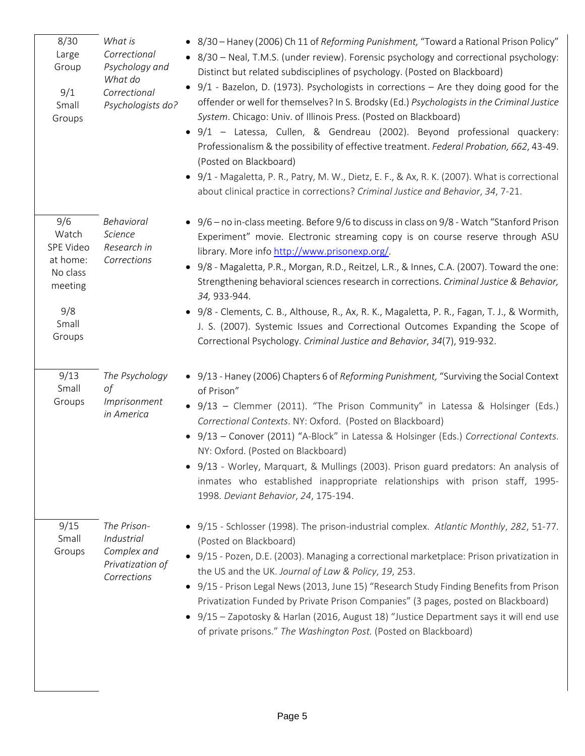| | | |
|---|---|---|
| 8/30 Large Group<br><br>9/1 Small Groups | *What is Correctional Psychology and What do Correctional Psychologists do?* | • 8/30 – Haney (2006) Ch 11 of *Reforming Punishment,* "Toward a Rational Prison Policy"<br>• 8/30 – Neal, T.M.S. (under review). Forensic psychology and correctional psychology: Distinct but related subdisciplines of psychology. (Posted on Blackboard)<br>• 9/1 - Bazelon, D. (1973). Psychologists in corrections – Are they doing good for the offender or well for themselves? In S. Brodsky (Ed.) *Psychologists in the Criminal Justice System*. Chicago: Univ. of Illinois Press. (Posted on Blackboard)<br>• 9/1 – Latessa, Cullen, & Gendreau (2002). Beyond professional quackery: Professionalism & the possibility of effective treatment. *Federal Probation, 662*, 43-49. (Posted on Blackboard)<br>• 9/1 - Magaletta, P. R., Patry, M. W., Dietz, E. F., & Ax, R. K. (2007). What is correctional about clinical practice in corrections? *Criminal Justice and Behavior*, *34*, 7-21. |
| 9/6 Watch SPE Video at home: No class meeting<br><br>9/8 Small Groups | *Behavioral Science Research in Corrections* | • 9/6 – no in-class meeting. Before 9/6 to discuss in class on 9/8 - Watch "Stanford Prison Experiment" movie. Electronic streaming copy is on course reserve through ASU library. More info http://www.prisonexp.org/.<br>• 9/8 - Magaletta, P.R., Morgan, R.D., Reitzel, L.R., & Innes, C.A. (2007). Toward the one: Strengthening behavioral sciences research in corrections. *Criminal Justice & Behavior, 34,* 933-944.<br>• 9/8 - Clements, C. B., Althouse, R., Ax, R. K., Magaletta, P. R., Fagan, T. J., & Wormith, J. S. (2007). Systemic Issues and Correctional Outcomes Expanding the Scope of Correctional Psychology. *Criminal Justice and Behavior*, *34*(7), 919-932. |
| 9/13 Small Groups | *The Psychology of Imprisonment in America* | • 9/13 - Haney (2006) Chapters 6 of *Reforming Punishment,* "Surviving the Social Context of Prison"<br>• 9/13 – Clemmer (2011). "The Prison Community" in Latessa & Holsinger (Eds.) *Correctional Contexts*. NY: Oxford. (Posted on Blackboard)<br>• 9/13 – Conover (2011) "A-Block" in Latessa & Holsinger (Eds.) *Correctional Contexts*. NY: Oxford. (Posted on Blackboard)<br>• 9/13 - Worley, Marquart, & Mullings (2003). Prison guard predators: An analysis of inmates who established inappropriate relationships with prison staff, 1995-1998. *Deviant Behavior*, *24*, 175-194. |
| 9/15 Small Groups | *The Prison-Industrial Complex and Privatization of Corrections* | • 9/15 - Schlosser (1998). The prison-industrial complex. *Atlantic Monthly*, *282*, 51-77. (Posted on Blackboard)<br>• 9/15 - Pozen, D.E. (2003). Managing a correctional marketplace: Prison privatization in the US and the UK. *Journal of Law & Policy*, *19*, 253.<br>• 9/15 - Prison Legal News (2013, June 15) "Research Study Finding Benefits from Prison Privatization Funded by Private Prison Companies" (3 pages, posted on Blackboard)<br>• 9/15 – Zapotosky & Harlan (2016, August 18) "Justice Department says it will end use of private prisons." *The Washington Post.* (Posted on Blackboard) |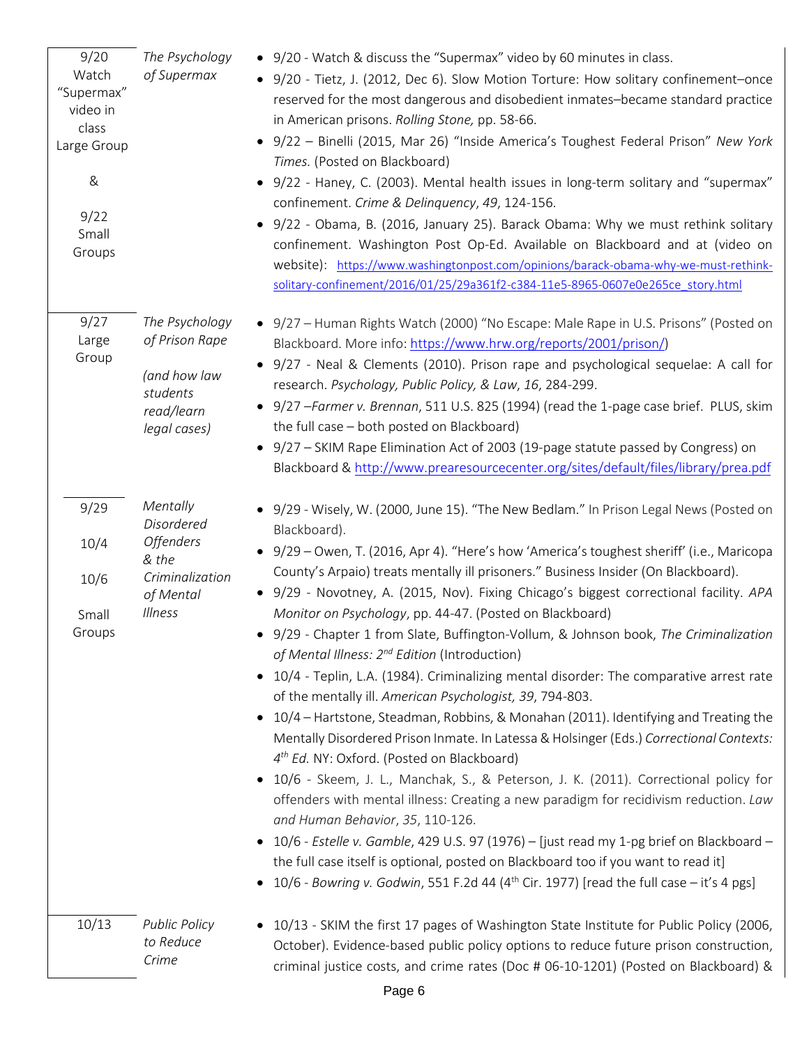| Date | Topic | Readings |
|---|---|---|
| 9/20 Watch "Supermax" video in class Large Group & 9/22 Small Groups | *The Psychology of Supermax* | • 9/20 - Watch & discuss the "Supermax" video by 60 minutes in class.<br>• 9/20 - Tietz, J. (2012, Dec 6). Slow Motion Torture: How solitary confinement–once reserved for the most dangerous and disobedient inmates–became standard practice in American prisons. *Rolling Stone,* pp. 58-66.<br>• 9/22 – Binelli (2015, Mar 26) "Inside America's Toughest Federal Prison" *New York Times.* (Posted on Blackboard)<br>• 9/22 - Haney, C. (2003). Mental health issues in long-term solitary and "supermax" confinement. *Crime & Delinquency*, *49*, 124-156.<br>• 9/22 - Obama, B. (2016, January 25). Barack Obama: Why we must rethink solitary confinement. Washington Post Op-Ed. Available on Blackboard and at (video on website): https://www.washingtonpost.com/opinions/barack-obama-why-we-must-rethink-solitary-confinement/2016/01/25/29a361f2-c384-11e5-8965-0607e0e265ce_story.html |
| 9/27 Large Group | *The Psychology of Prison Rape* *(and how law students read/learn legal cases)* | • 9/27 – Human Rights Watch (2000) "No Escape: Male Rape in U.S. Prisons" (Posted on Blackboard. More info: https://www.hrw.org/reports/2001/prison/)<br>• 9/27 - Neal & Clements (2010). Prison rape and psychological sequelae: A call for research. *Psychology, Public Policy, & Law*, *16*, 284-299.<br>• 9/27 –*Farmer v. Brennan*, 511 U.S. 825 (1994) (read the 1-page case brief. PLUS, skim the full case – both posted on Blackboard)<br>• 9/27 – SKIM Rape Elimination Act of 2003 (19-page statute passed by Congress) on Blackboard & http://www.prearesourcecenter.org/sites/default/files/library/prea.pdf |
| 9/29<br>10/4<br>10/6<br>Small Groups | *Mentally Disordered Offenders & the Criminalization of Mental Illness* | • 9/29 - Wisely, W. (2000, June 15). "The New Bedlam." In Prison Legal News (Posted on Blackboard).<br>• 9/29 – Owen, T. (2016, Apr 4). "Here's how 'America's toughest sheriff' (i.e., Maricopa County's Arpaio) treats mentally ill prisoners." Business Insider (On Blackboard).<br>• 9/29 - Novotney, A. (2015, Nov). Fixing Chicago's biggest correctional facility. *APA Monitor on Psychology*, pp. 44-47. (Posted on Blackboard)<br>• 9/29 - Chapter 1 from Slate, Buffington-Vollum, & Johnson book, *The Criminalization of Mental Illness: 2nd Edition* (Introduction)<br>• 10/4 - Teplin, L.A. (1984). Criminalizing mental disorder: The comparative arrest rate of the mentally ill. *American Psychologist, 39*, 794-803.<br>• 10/4 – Hartstone, Steadman, Robbins, & Monahan (2011). Identifying and Treating the Mentally Disordered Prison Inmate. In Latessa & Holsinger (Eds.) *Correctional Contexts: 4th Ed.* NY: Oxford. (Posted on Blackboard)<br>• 10/6 - Skeem, J. L., Manchak, S., & Peterson, J. K. (2011). Correctional policy for offenders with mental illness: Creating a new paradigm for recidivism reduction. *Law and Human Behavior*, *35*, 110-126.<br>• 10/6 - *Estelle v. Gamble*, 429 U.S. 97 (1976) – [just read my 1-pg brief on Blackboard – the full case itself is optional, posted on Blackboard too if you want to read it]<br>• 10/6 - *Bowring v. Godwin*, 551 F.2d 44 (4th Cir. 1977) [read the full case – it's 4 pgs] |
| 10/13 | *Public Policy to Reduce Crime* | • 10/13 - SKIM the first 17 pages of Washington State Institute for Public Policy (2006, October). Evidence-based public policy options to reduce future prison construction, criminal justice costs, and crime rates (Doc # 06-10-1201) (Posted on Blackboard) & |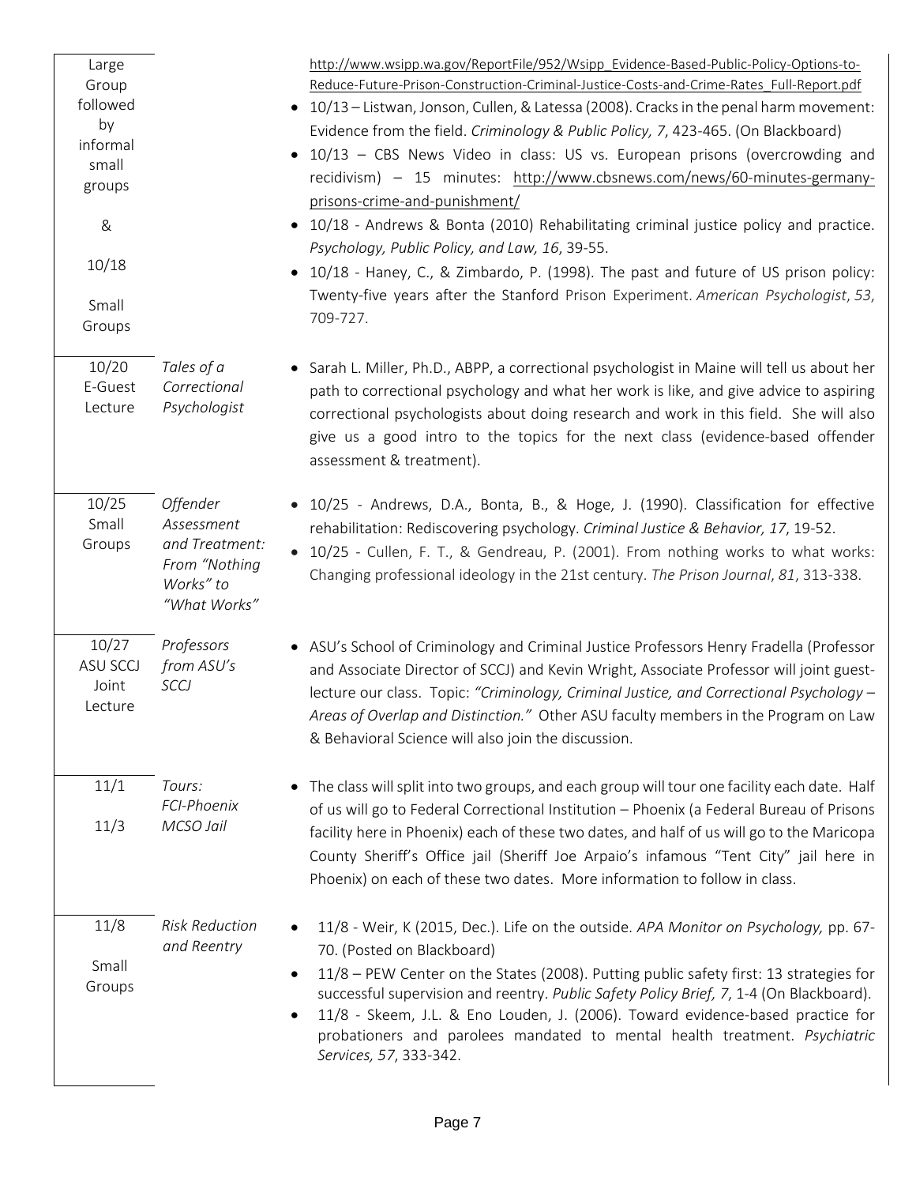| | | |
|---|---|---|
| Large Group followed by informal small groups<br><br>&<br><br>10/18<br><br>Small Groups | | http://www.wsipp.wa.gov/ReportFile/952/Wsipp_Evidence-Based-Public-Policy-Options-to-Reduce-Future-Prison-Construction-Criminal-Justice-Costs-and-Crime-Rates_Full-Report.pdf<br>• 10/13 – Listwan, Jonson, Cullen, & Latessa (2008). Cracks in the penal harm movement: Evidence from the field. *Criminology & Public Policy, 7*, 423-465. (On Blackboard)<br>• 10/13 – CBS News Video in class: US vs. European prisons (overcrowding and recidivism) – 15 minutes: http://www.cbsnews.com/news/60-minutes-germany-prisons-crime-and-punishment/<br>• 10/18 - Andrews & Bonta (2010) Rehabilitating criminal justice policy and practice. *Psychology, Public Policy, and Law, 16*, 39-55.<br>• 10/18 - Haney, C., & Zimbardo, P. (1998). The past and future of US prison policy: Twenty-five years after the Stanford Prison Experiment. *American Psychologist*, *53*, 709-727. |
| 10/20<br>E-Guest Lecture | *Tales of a Correctional Psychologist* | • Sarah L. Miller, Ph.D., ABPP, a correctional psychologist in Maine will tell us about her path to correctional psychology and what her work is like, and give advice to aspiring correctional psychologists about doing research and work in this field. She will also give us a good intro to the topics for the next class (evidence-based offender assessment & treatment). |
| 10/25<br>Small Groups | *Offender Assessment and Treatment: From "Nothing Works" to "What Works"* | • 10/25 - Andrews, D.A., Bonta, B., & Hoge, J. (1990). Classification for effective rehabilitation: Rediscovering psychology. *Criminal Justice & Behavior, 17*, 19-52.<br>• 10/25 - Cullen, F. T., & Gendreau, P. (2001). From nothing works to what works: Changing professional ideology in the 21st century. *The Prison Journal*, *81*, 313-338. |
| 10/27<br>ASU SCCJ Joint Lecture | *Professors from ASU's SCCJ* | • ASU's School of Criminology and Criminal Justice Professors Henry Fradella (Professor and Associate Director of SCCJ) and Kevin Wright, Associate Professor will joint guest-lecture our class. Topic: *"Criminology, Criminal Justice, and Correctional Psychology – Areas of Overlap and Distinction."* Other ASU faculty members in the Program on Law & Behavioral Science will also join the discussion. |
| 11/1<br><br>11/3 | *Tours: FCI-Phoenix MCSO Jail* | • The class will split into two groups, and each group will tour one facility each date. Half of us will go to Federal Correctional Institution – Phoenix (a Federal Bureau of Prisons facility here in Phoenix) each of these two dates, and half of us will go to the Maricopa County Sheriff's Office jail (Sheriff Joe Arpaio's infamous "Tent City" jail here in Phoenix) on each of these two dates. More information to follow in class. |
| 11/8<br><br>Small Groups | *Risk Reduction and Reentry* | • 11/8 - Weir, K (2015, Dec.). Life on the outside. *APA Monitor on Psychology,* pp. 67-70. (Posted on Blackboard)<br>• 11/8 – PEW Center on the States (2008). Putting public safety first: 13 strategies for successful supervision and reentry. *Public Safety Policy Brief, 7*, 1-4 (On Blackboard).<br>• 11/8 - Skeem, J.L. & Eno Louden, J. (2006). Toward evidence-based practice for probationers and parolees mandated to mental health treatment. *Psychiatric Services, 57*, 333-342. |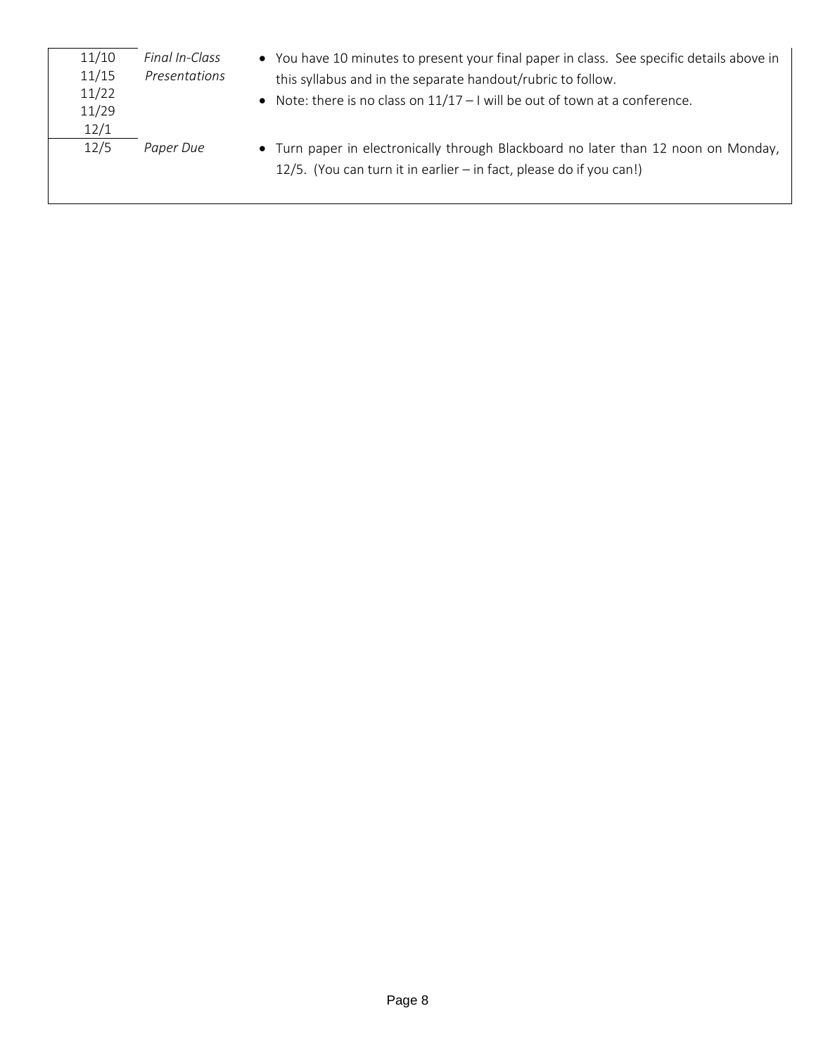| | | |
|---|---|---|
| 11/10<br>11/15<br>11/22<br>11/29<br>12/1 | *Final In-Class Presentations* | • You have 10 minutes to present your final paper in class. See specific details above in this syllabus and in the separate handout/rubric to follow.<br>• Note: there is no class on 11/17 – I will be out of town at a conference. |
| 12/5 | *Paper Due* | • Turn paper in electronically through Blackboard no later than 12 noon on Monday, 12/5. (You can turn it in earlier – in fact, please do if you can!) |